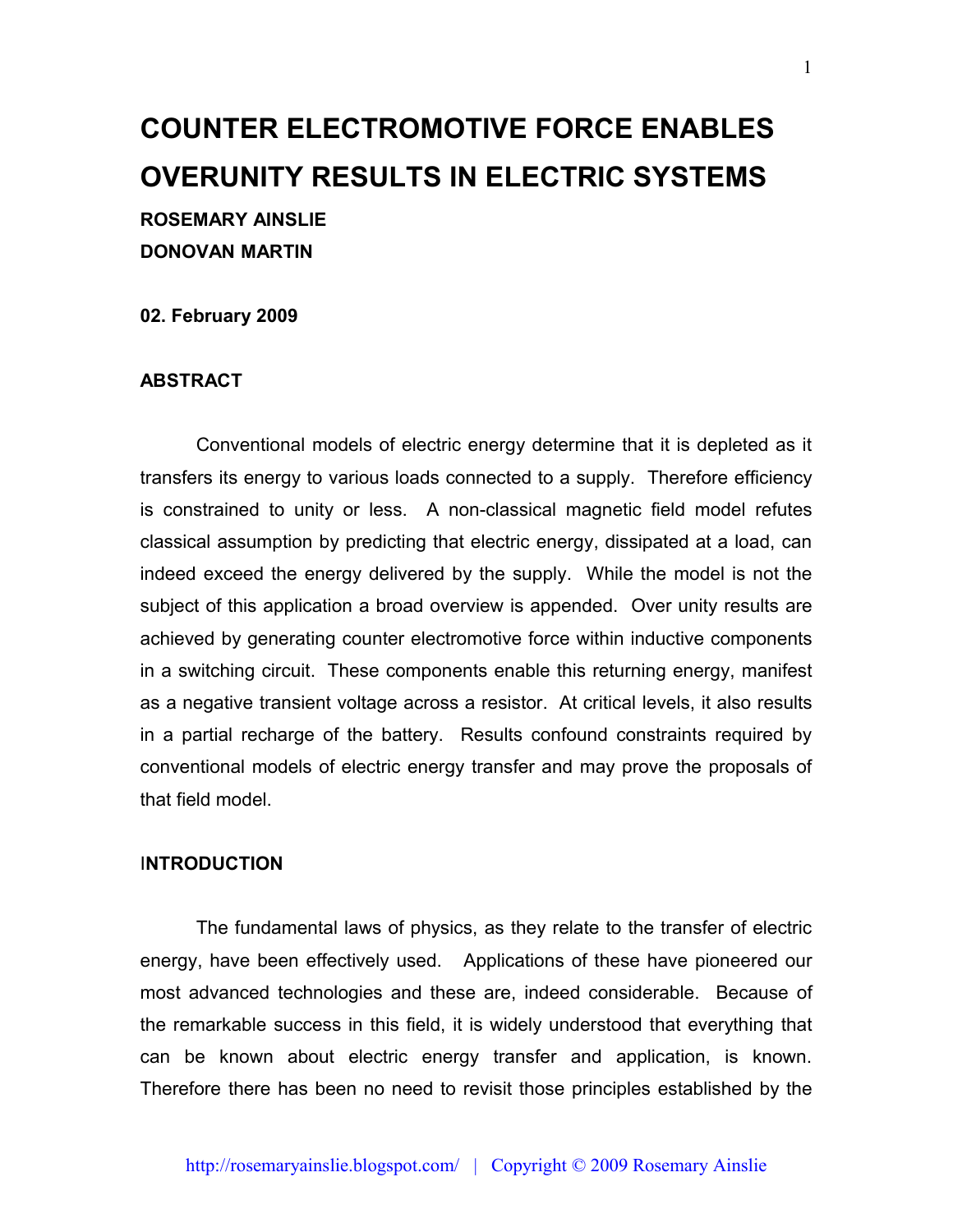# COUNTER ELECTROMOTIVE FORCE ENABLES OVERUNITY RESULTS IN ELECTRIC SYSTEMS

**ROSEMARY AINSLIE**

**DONOVAN MARTIN**

**02. February 2009**

## ABSTRACT

Conventional models of electric energy determine that it is depleted as it transfers its energy to various loads connected to a supply. Therefore efficiency is constrained to unity or less. A non-classical magnetic field model refutes classical assumption by predicting that electric energy, dissipated at a load, can indeed exceed the energy delivered by the supply. While the model is not the subject of this application a broad overview is appended. Over unity results are achieved by generating counter electromotive force within inductive components in a switching circuit. These components enable this returning energy, manifest as a negative transient voltage across a resistor. At critical levels, it also results in a partial recharge of the battery. Results confound constraints required by conventional models of electric energy transfer and may prove the proposals of that field model.

## INTRODUCTION

The fundamental laws of physics, as they relate to the transfer of electric energy, have been effectively used. Applications of these have pioneered our most advanced technologies and these are, indeed considerable. Because of the remarkable success in this field, it is widely understood that everything that can be known about electric energy transfer and application, is known. Therefore there has been no need to revisit those principles established by the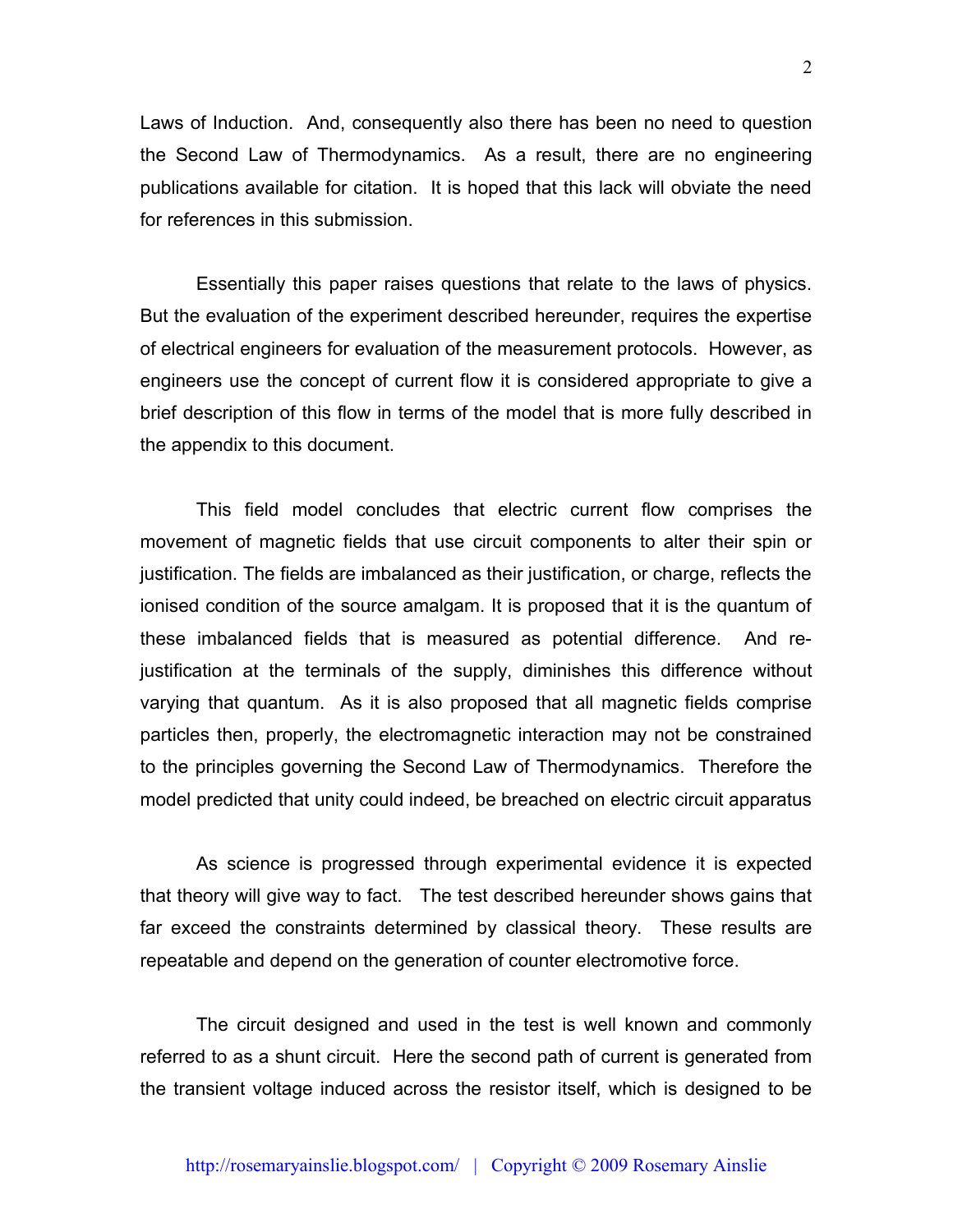Laws of Induction. And, consequently also there has been no need to question the Second Law of Thermodynamics. As a result, there are no engineering publications available for citation. It is hoped that this lack will obviate the need for references in this submission.

Essentially this paper raises questions that relate to the laws of physics. But the evaluation of the experiment described hereunder, requires the expertise of electrical engineers for evaluation of the measurement protocols. However, as engineers use the concept of current flow it is considered appropriate to give a brief description of this flow in terms of the model that is more fully described in the appendix to this document.

This field model concludes that electric current flow comprises the movement of magnetic fields that use circuit components to alter their spin or justification. The fields are imbalanced as their justification, or charge, reflects the ionised condition of the source amalgam. It is proposed that it is the quantum of these imbalanced fields that is measured as potential difference. And re-justification at the terminals of the supply, diminishes this difference without varying that quantum. As it is also proposed that all magnetic fields comprise particles then, properly, the electromagnetic interaction may not be constrained to the principles governing the Second Law of Thermodynamics. Therefore the model predicted that unity could indeed, be breached on electric circuit apparatus

As science is progressed through experimental evidence it is expected that theory will give way to fact. The test described hereunder shows gains that far exceed the constraints determined by classical theory. These results are repeatable and depend on the generation of counter electromotive force.

The circuit designed and used in the test is well known and commonly referred to as a shunt circuit. Here the second path of current is generated from the transient voltage induced across the resistor itself, which is designed to be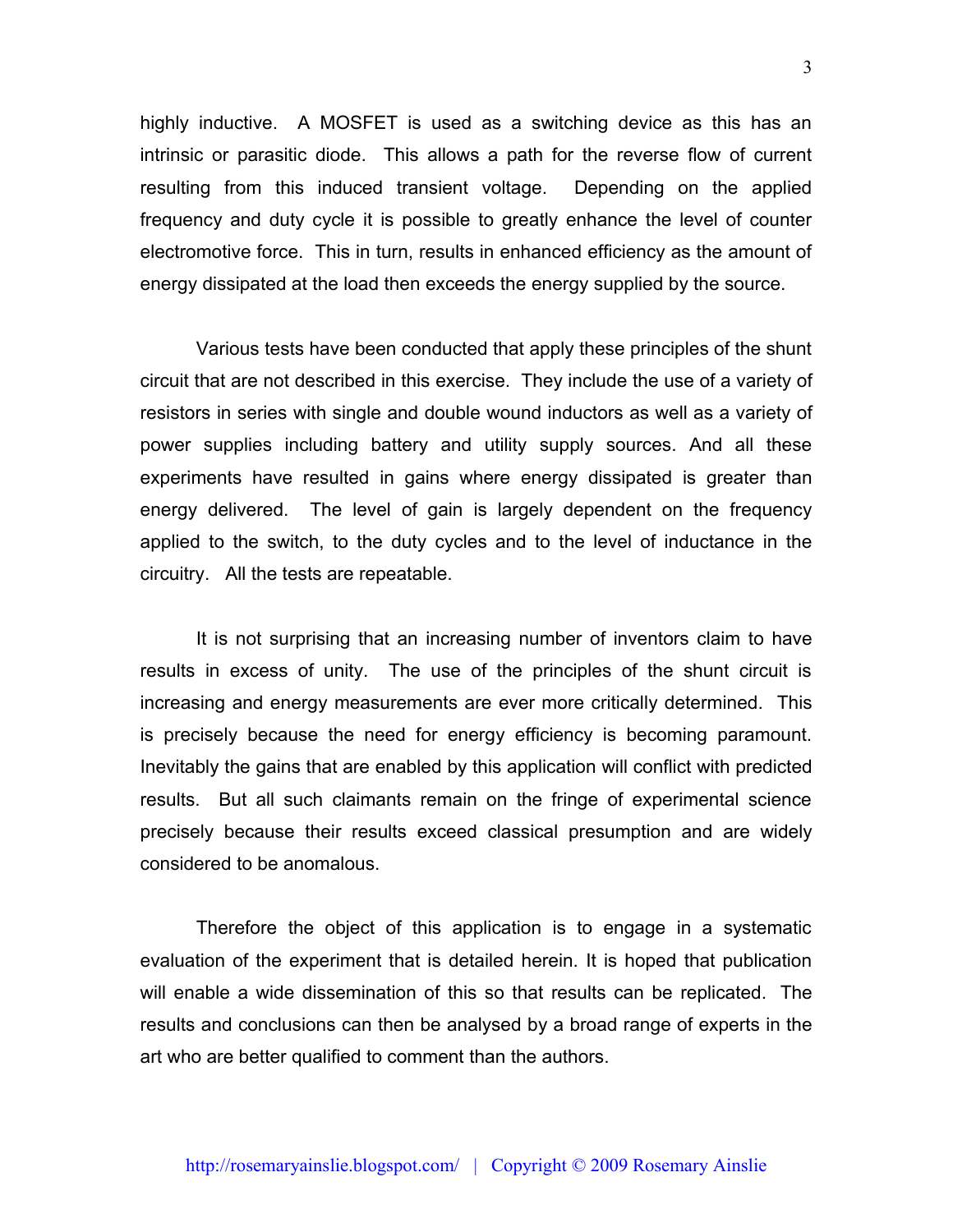highly inductive. A MOSFET is used as a switching device as this has an intrinsic or parasitic diode. This allows a path for the reverse flow of current resulting from this induced transient voltage. Depending on the applied frequency and duty cycle it is possible to greatly enhance the level of counter electromotive force. This in turn, results in enhanced efficiency as the amount of energy dissipated at the load then exceeds the energy supplied by the source.

Various tests have been conducted that apply these principles of the shunt circuit that are not described in this exercise. They include the use of a variety of resistors in series with single and double wound inductors as well as a variety of power supplies including battery and utility supply sources. And all these experiments have resulted in gains where energy dissipated is greater than energy delivered. The level of gain is largely dependent on the frequency applied to the switch, to the duty cycles and to the level of inductance in the circuitry. All the tests are repeatable.

It is not surprising that an increasing number of inventors claim to have results in excess of unity. The use of the principles of the shunt circuit is increasing and energy measurements are ever more critically determined. This is precisely because the need for energy efficiency is becoming paramount. Inevitably the gains that are enabled by this application will conflict with predicted results. But all such claimants remain on the fringe of experimental science precisely because their results exceed classical presumption and are widely considered to be anomalous.

Therefore the object of this application is to engage in a systematic evaluation of the experiment that is detailed herein. It is hoped that publication will enable a wide dissemination of this so that results can be replicated. The results and conclusions can then be analysed by a broad range of experts in the art who are better qualified to comment than the authors.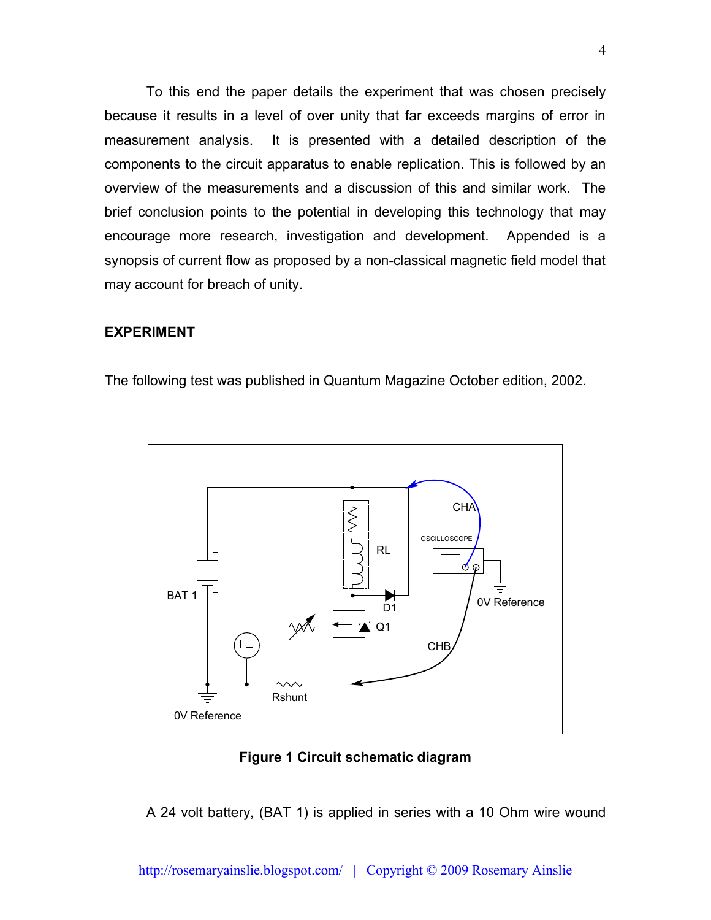To this end the paper details the experiment that was chosen precisely because it results in a level of over unity that far exceeds margins of error in measurement analysis. It is presented with a detailed description of the components to the circuit apparatus to enable replication. This is followed by an overview of the measurements and a discussion of this and similar work. The brief conclusion points to the potential in developing this technology that may encourage more research, investigation and development. Appended is a synopsis of current flow as proposed by a non-classical magnetic field model that may account for breach of unity.

## EXPERIMENT

The following test was published in Quantum Magazine October edition, 2002.

**Figure 1 Circuit schematic diagram**

A 24 volt battery, (BAT 1) is applied in series with a 10 Ohm wire wound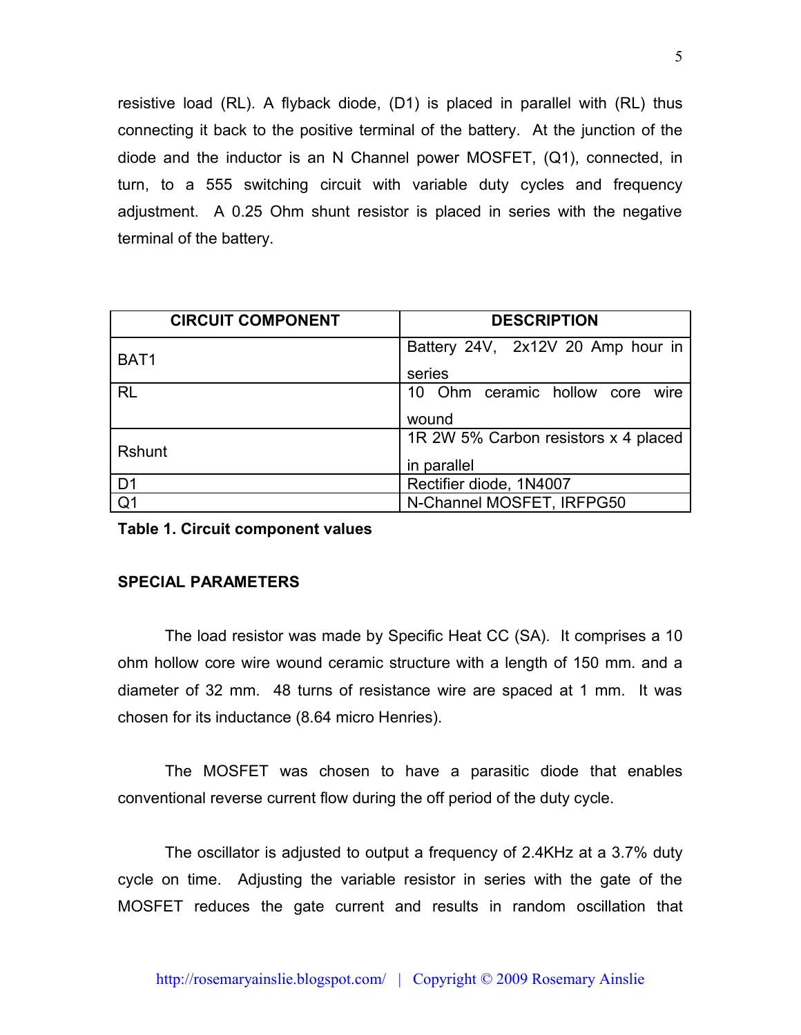resistive load (RL). A flyback diode, (D1) is placed in parallel with (RL) thus connecting it back to the positive terminal of the battery. At the junction of the diode and the inductor is an N Channel power MOSFET, (Q1), connected, in turn, to a 555 switching circuit with variable duty cycles and frequency adjustment. A 0.25 Ohm shunt resistor is placed in series with the negative terminal of the battery.

| CIRCUIT COMPONENT | DESCRIPTION |
|---|---|
| BAT1 | Battery 24V, 2x12V 20 Amp hour in series |
| RL | 10 Ohm ceramic hollow core wire wound |
| Rshunt | 1R 2W 5% Carbon resistors x 4 placed in parallel |
| D1 | Rectifier diode, 1N4007 |
| Q1 | N-Channel MOSFET, IRFPG50 |

**Table 1. Circuit component values**

**SPECIAL PARAMETERS**

The load resistor was made by Specific Heat CC (SA). It comprises a 10 ohm hollow core wire wound ceramic structure with a length of 150 mm. and a diameter of 32 mm. 48 turns of resistance wire are spaced at 1 mm. It was chosen for its inductance (8.64 micro Henries).

The MOSFET was chosen to have a parasitic diode that enables conventional reverse current flow during the off period of the duty cycle.

The oscillator is adjusted to output a frequency of 2.4KHz at a 3.7% duty cycle on time. Adjusting the variable resistor in series with the gate of the MOSFET reduces the gate current and results in random oscillation that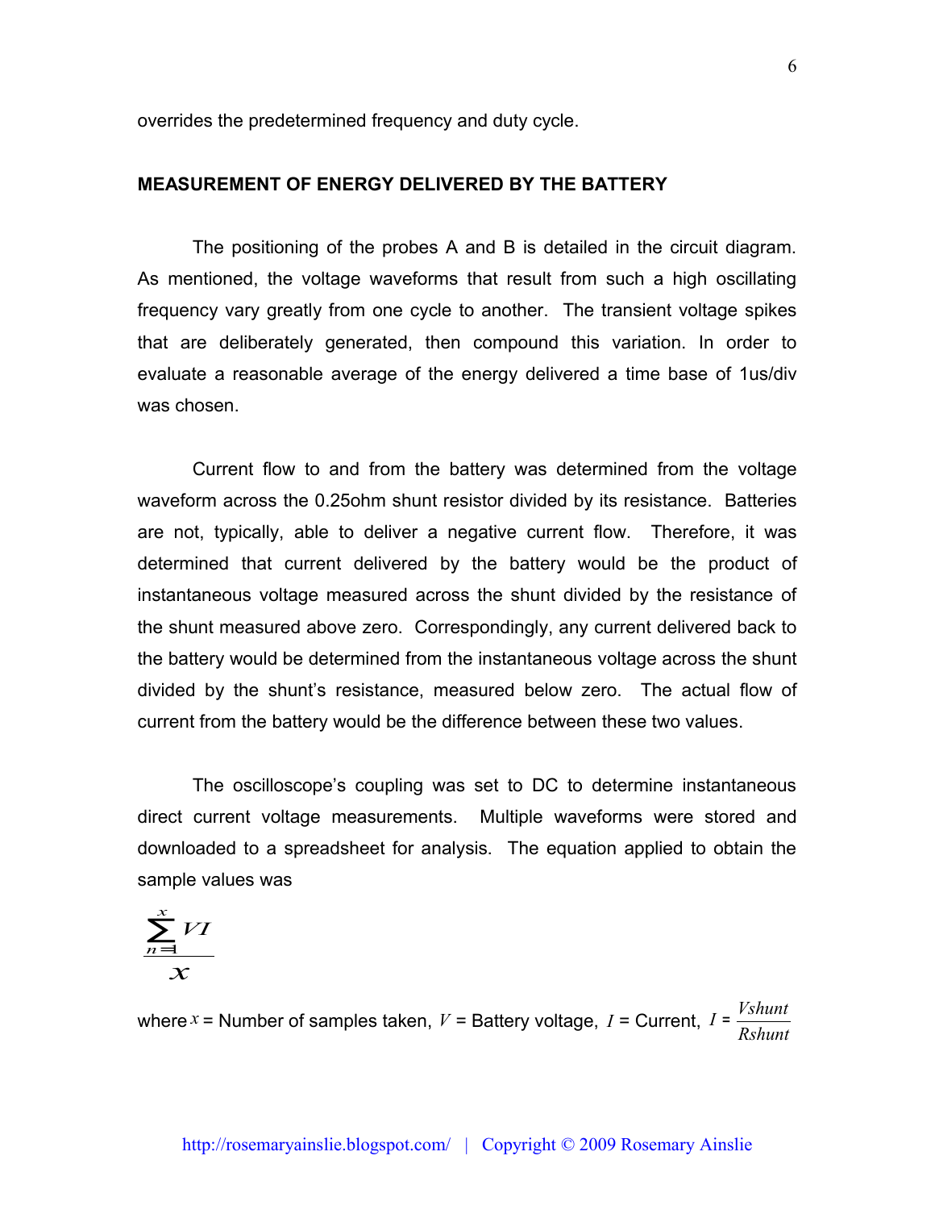overrides the predetermined frequency and duty cycle.

## MEASUREMENT OF ENERGY DELIVERED BY THE BATTERY

The positioning of the probes A and B is detailed in the circuit diagram. As mentioned, the voltage waveforms that result from such a high oscillating frequency vary greatly from one cycle to another. The transient voltage spikes that are deliberately generated, then compound this variation. In order to evaluate a reasonable average of the energy delivered a time base of 1us/div was chosen.

Current flow to and from the battery was determined from the voltage waveform across the 0.25ohm shunt resistor divided by its resistance. Batteries are not, typically, able to deliver a negative current flow. Therefore, it was determined that current delivered by the battery would be the product of instantaneous voltage measured across the shunt divided by the resistance of the shunt measured above zero. Correspondingly, any current delivered back to the battery would be determined from the instantaneous voltage across the shunt divided by the shunt's resistance, measured below zero. The actual flow of current from the battery would be the difference between these two values.

The oscilloscope's coupling was set to DC to determine instantaneous direct current voltage measurements. Multiple waveforms were stored and downloaded to a spreadsheet for analysis. The equation applied to obtain the sample values was

$$\frac{\sum_{n=1}^{x} VI}{x}$$

where $x$ = Number of samples taken, $V$ = Battery voltage, $I$ = Current, $I = \frac{Vshunt}{Rshunt}$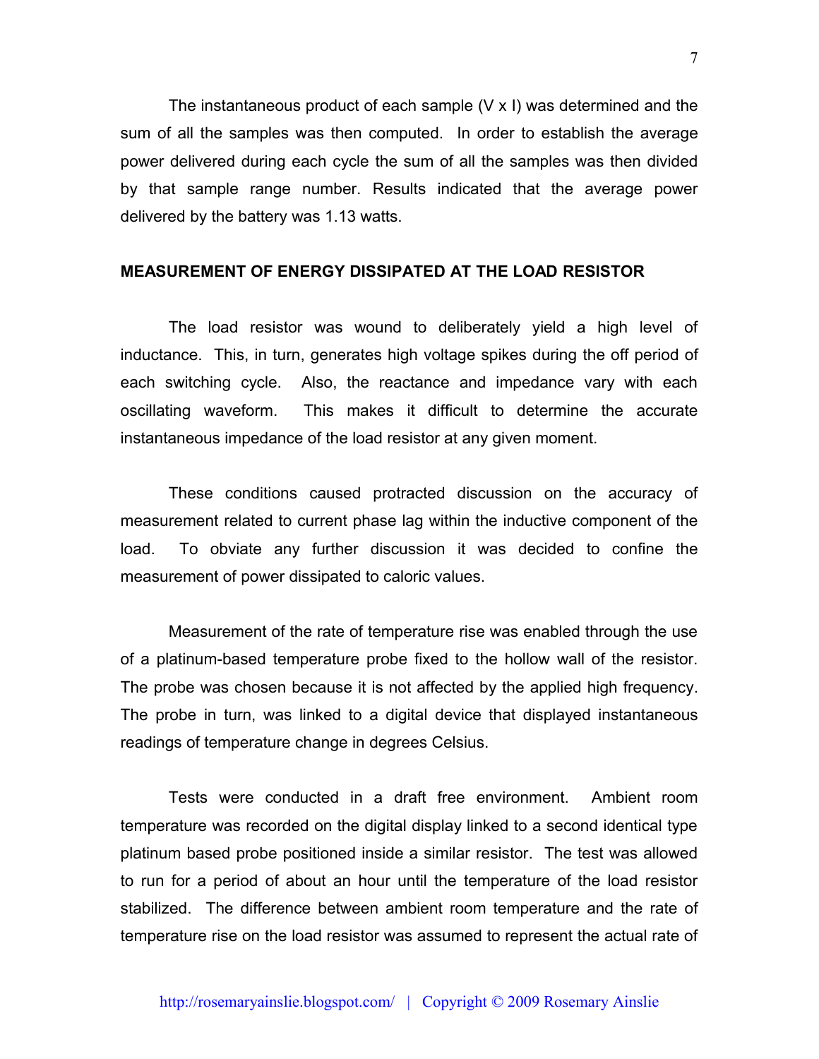The instantaneous product of each sample (V x I) was determined and the sum of all the samples was then computed. In order to establish the average power delivered during each cycle the sum of all the samples was then divided by that sample range number. Results indicated that the average power delivered by the battery was 1.13 watts.

**MEASUREMENT OF ENERGY DISSIPATED AT THE LOAD RESISTOR**

The load resistor was wound to deliberately yield a high level of inductance. This, in turn, generates high voltage spikes during the off period of each switching cycle. Also, the reactance and impedance vary with each oscillating waveform. This makes it difficult to determine the accurate instantaneous impedance of the load resistor at any given moment.

These conditions caused protracted discussion on the accuracy of measurement related to current phase lag within the inductive component of the load. To obviate any further discussion it was decided to confine the measurement of power dissipated to caloric values.

Measurement of the rate of temperature rise was enabled through the use of a platinum-based temperature probe fixed to the hollow wall of the resistor. The probe was chosen because it is not affected by the applied high frequency. The probe in turn, was linked to a digital device that displayed instantaneous readings of temperature change in degrees Celsius.

Tests were conducted in a draft free environment. Ambient room temperature was recorded on the digital display linked to a second identical type platinum based probe positioned inside a similar resistor. The test was allowed to run for a period of about an hour until the temperature of the load resistor stabilized. The difference between ambient room temperature and the rate of temperature rise on the load resistor was assumed to represent the actual rate of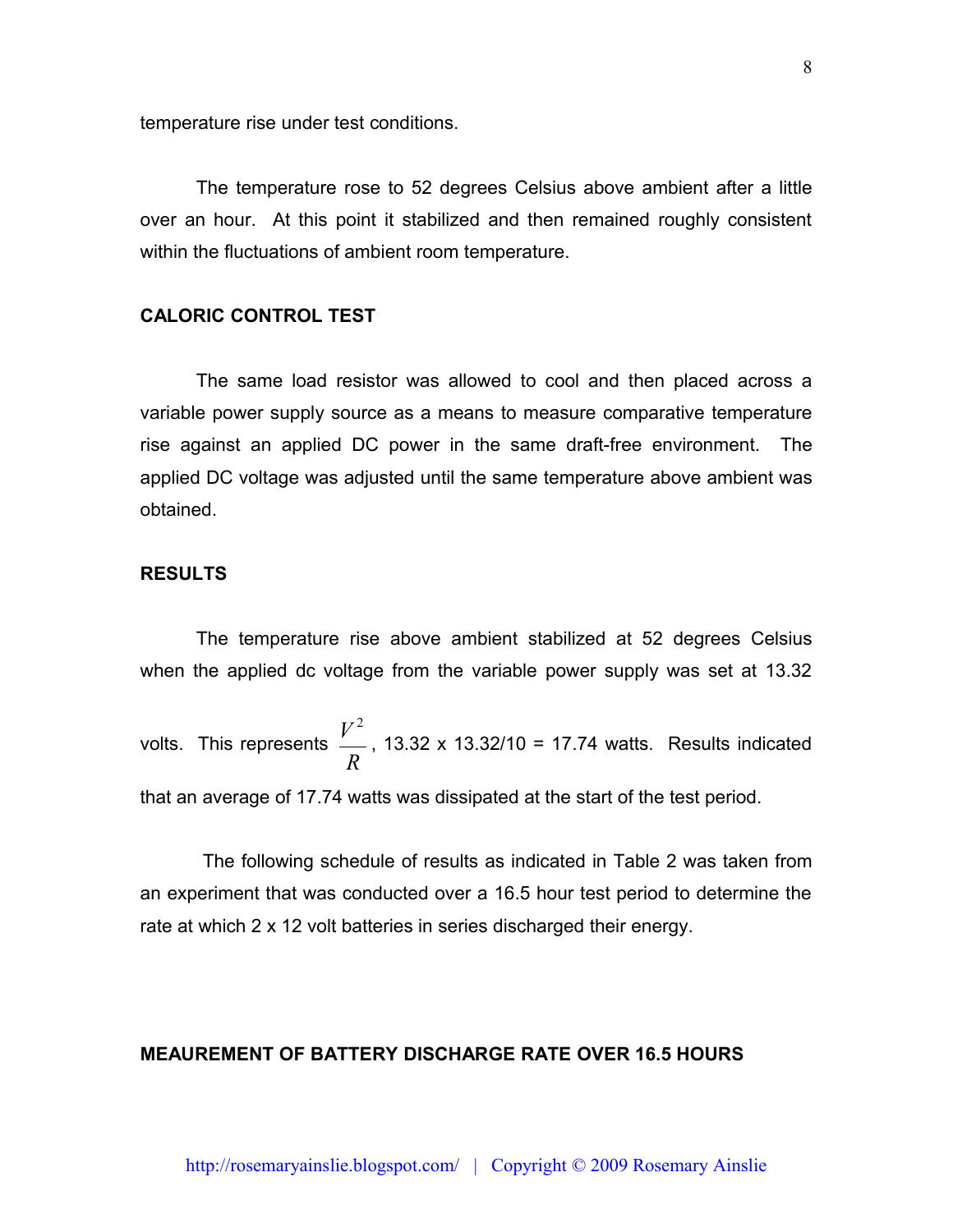temperature rise under test conditions.

The temperature rose to 52 degrees Celsius above ambient after a little over an hour. At this point it stabilized and then remained roughly consistent within the fluctuations of ambient room temperature.

**CALORIC CONTROL TEST**

The same load resistor was allowed to cool and then placed across a variable power supply source as a means to measure comparative temperature rise against an applied DC power in the same draft-free environment. The applied DC voltage was adjusted until the same temperature above ambient was obtained.

**RESULTS**

The temperature rise above ambient stabilized at 52 degrees Celsius when the applied dc voltage from the variable power supply was set at 13.32 volts. This represents $\frac{V^2}{R}$, 13.32 x 13.32/10 = 17.74 watts. Results indicated that an average of 17.74 watts was dissipated at the start of the test period.

The following schedule of results as indicated in Table 2 was taken from an experiment that was conducted over a 16.5 hour test period to determine the rate at which 2 x 12 volt batteries in series discharged their energy.

**MEAUREMENT OF BATTERY DISCHARGE RATE OVER 16.5 HOURS**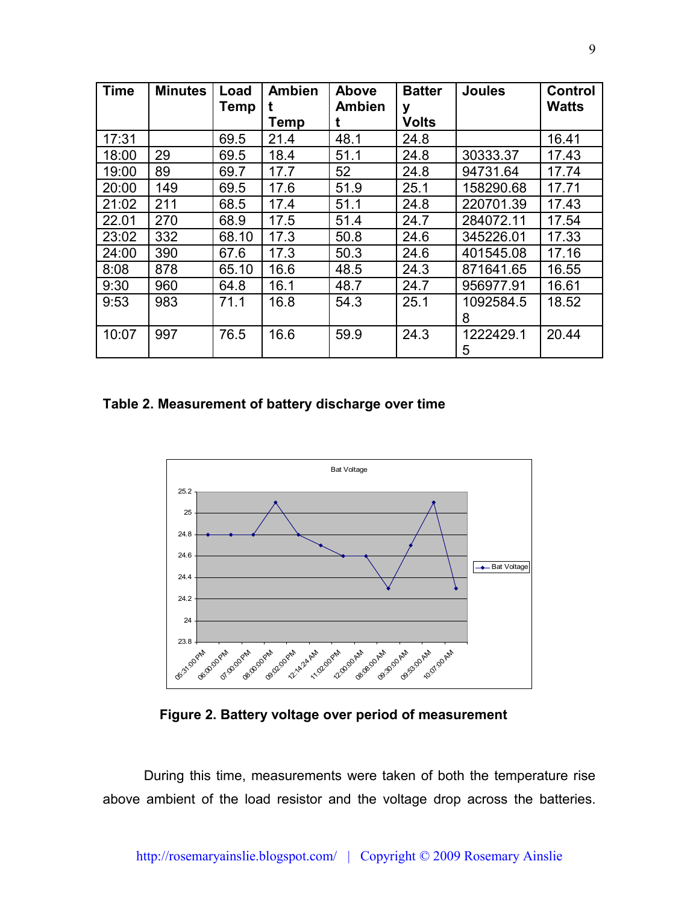| Time | Minutes | Load Temp | Ambient Temp | Above Ambient | Battery Volts | Joules | Control Watts |
|---|---|---|---|---|---|---|---|
| 17:31 | | 69.5 | 21.4 | 48.1 | 24.8 | | 16.41 |
| 18:00 | 29 | 69.5 | 18.4 | 51.1 | 24.8 | 30333.37 | 17.43 |
| 19:00 | 89 | 69.7 | 17.7 | 52 | 24.8 | 94731.64 | 17.74 |
| 20:00 | 149 | 69.5 | 17.6 | 51.9 | 25.1 | 158290.68 | 17.71 |
| 21:02 | 211 | 68.5 | 17.4 | 51.1 | 24.8 | 220701.39 | 17.43 |
| 22.01 | 270 | 68.9 | 17.5 | 51.4 | 24.7 | 284072.11 | 17.54 |
| 23:02 | 332 | 68.10 | 17.3 | 50.8 | 24.6 | 345226.01 | 17.33 |
| 24:00 | 390 | 67.6 | 17.3 | 50.3 | 24.6 | 401545.08 | 17.16 |
| 8:08 | 878 | 65.10 | 16.6 | 48.5 | 24.3 | 871641.65 | 16.55 |
| 9:30 | 960 | 64.8 | 16.1 | 48.7 | 24.7 | 956977.91 | 16.61 |
| 9:53 | 983 | 71.1 | 16.8 | 54.3 | 25.1 | 1092584.58 | 18.52 |
| 10:07 | 997 | 76.5 | 16.6 | 59.9 | 24.3 | 1222429.15 | 20.44 |

**Table 2. Measurement of battery discharge over time**

**Figure 2. Battery voltage over period of measurement**

During this time, measurements were taken of both the temperature rise above ambient of the load resistor and the voltage drop across the batteries.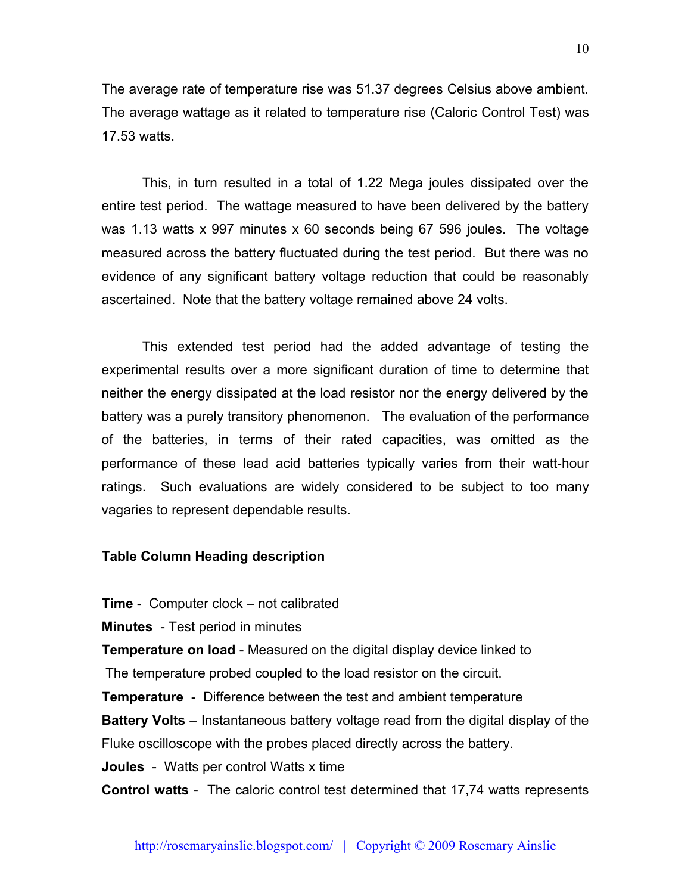The average rate of temperature rise was 51.37 degrees Celsius above ambient. The average wattage as it related to temperature rise (Caloric Control Test) was 17.53 watts.

This, in turn resulted in a total of 1.22 Mega joules dissipated over the entire test period. The wattage measured to have been delivered by the battery was 1.13 watts x 997 minutes x 60 seconds being 67 596 joules. The voltage measured across the battery fluctuated during the test period. But there was no evidence of any significant battery voltage reduction that could be reasonably ascertained. Note that the battery voltage remained above 24 volts.

This extended test period had the added advantage of testing the experimental results over a more significant duration of time to determine that neither the energy dissipated at the load resistor nor the energy delivered by the battery was a purely transitory phenomenon. The evaluation of the performance of the batteries, in terms of their rated capacities, was omitted as the performance of these lead acid batteries typically varies from their watt-hour ratings. Such evaluations are widely considered to be subject to too many vagaries to represent dependable results.

**Table Column Heading description**

**Time** - Computer clock – not calibrated

**Minutes** - Test period in minutes

**Temperature on load** - Measured on the digital display device linked to The temperature probed coupled to the load resistor on the circuit.

**Temperature** - Difference between the test and ambient temperature

**Battery Volts** – Instantaneous battery voltage read from the digital display of the Fluke oscilloscope with the probes placed directly across the battery.

**Joules** - Watts per control Watts x time

**Control watts** - The caloric control test determined that 17,74 watts represents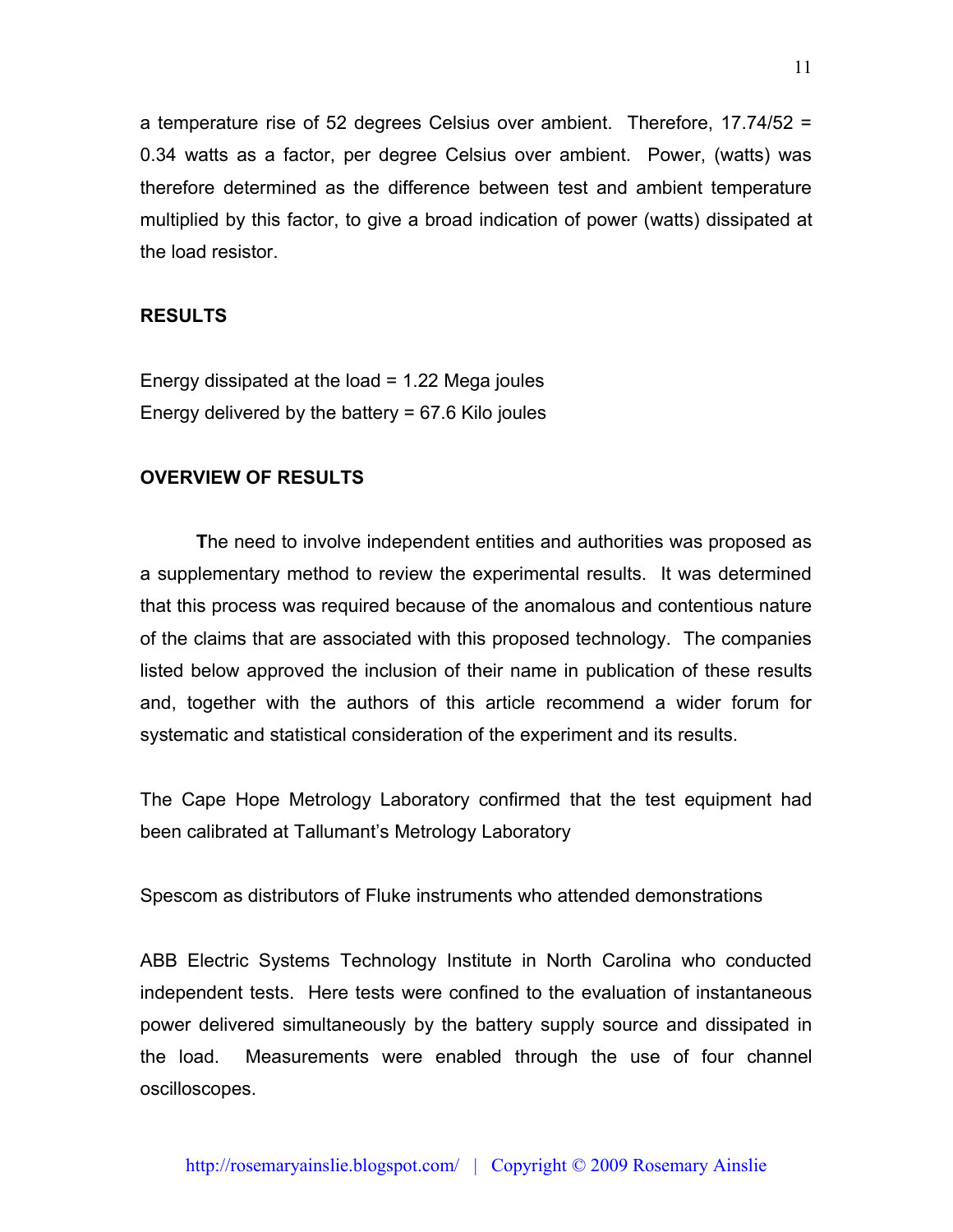a temperature rise of 52 degrees Celsius over ambient. Therefore, 17.74/52 = 0.34 watts as a factor, per degree Celsius over ambient. Power, (watts) was therefore determined as the difference between test and ambient temperature multiplied by this factor, to give a broad indication of power (watts) dissipated at the load resistor.

## RESULTS

Energy dissipated at the load = 1.22 Mega joules
Energy delivered by the battery = 67.6 Kilo joules

## OVERVIEW OF RESULTS

**T**he need to involve independent entities and authorities was proposed as a supplementary method to review the experimental results. It was determined that this process was required because of the anomalous and contentious nature of the claims that are associated with this proposed technology. The companies listed below approved the inclusion of their name in publication of these results and, together with the authors of this article recommend a wider forum for systematic and statistical consideration of the experiment and its results.

The Cape Hope Metrology Laboratory confirmed that the test equipment had been calibrated at Tallumant's Metrology Laboratory

Spescom as distributors of Fluke instruments who attended demonstrations

ABB Electric Systems Technology Institute in North Carolina who conducted independent tests. Here tests were confined to the evaluation of instantaneous power delivered simultaneously by the battery supply source and dissipated in the load. Measurements were enabled through the use of four channel oscilloscopes.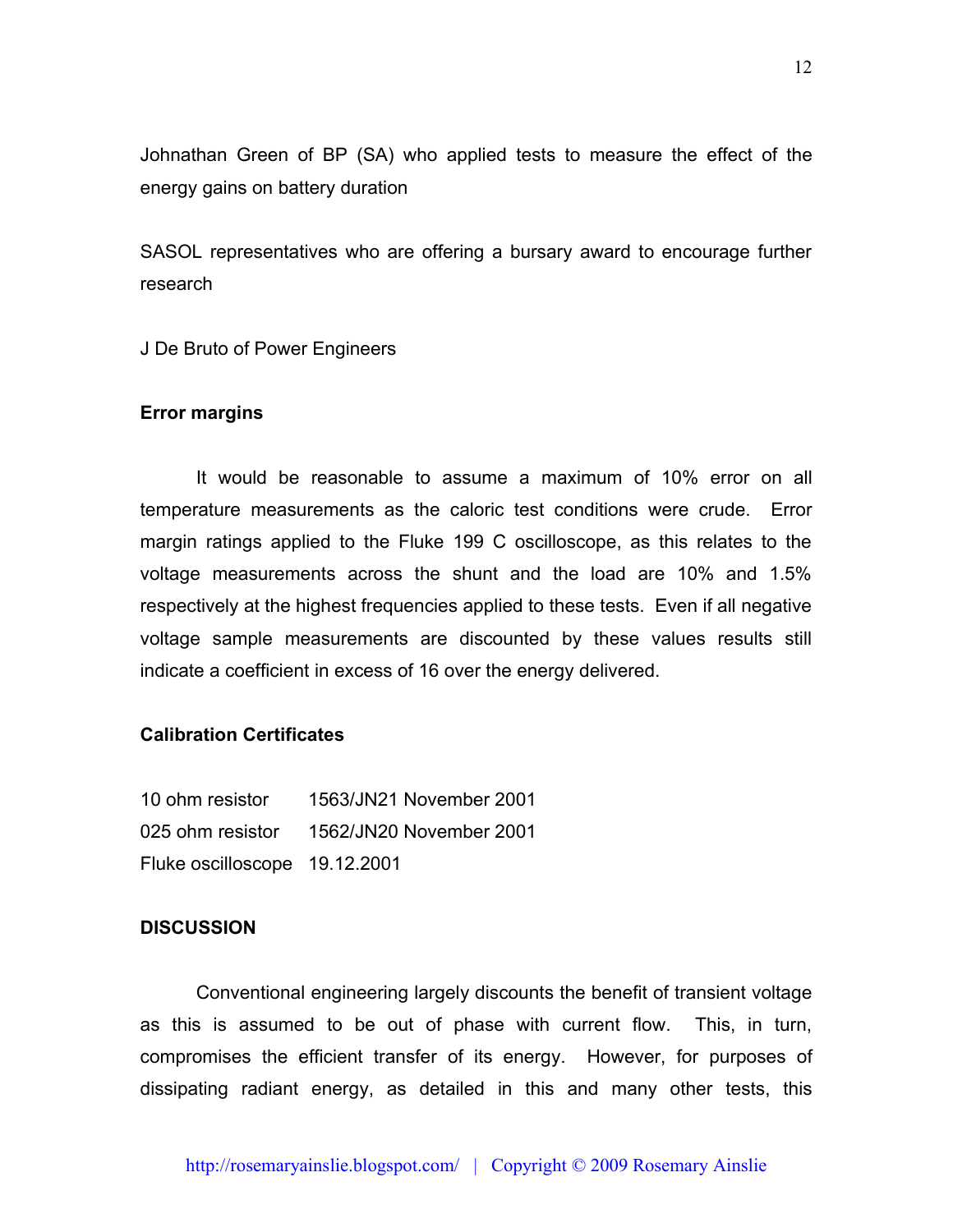Johnathan Green of BP (SA) who applied tests to measure the effect of the energy gains on battery duration

SASOL representatives who are offering a bursary award to encourage further research

J De Bruto of Power Engineers

**Error margins**

It would be reasonable to assume a maximum of 10% error on all temperature measurements as the caloric test conditions were crude. Error margin ratings applied to the Fluke 199 C oscilloscope, as this relates to the voltage measurements across the shunt and the load are 10% and 1.5% respectively at the highest frequencies applied to these tests. Even if all negative voltage sample measurements are discounted by these values results still indicate a coefficient in excess of 16 over the energy delivered.

**Calibration Certificates**

| | |
|---|---|
| 10 ohm resistor | 1563/JN21 November 2001 |
| 025 ohm resistor | 1562/JN20 November 2001 |
| Fluke oscilloscope | 19.12.2001 |

**DISCUSSION**

Conventional engineering largely discounts the benefit of transient voltage as this is assumed to be out of phase with current flow. This, in turn, compromises the efficient transfer of its energy. However, for purposes of dissipating radiant energy, as detailed in this and many other tests, this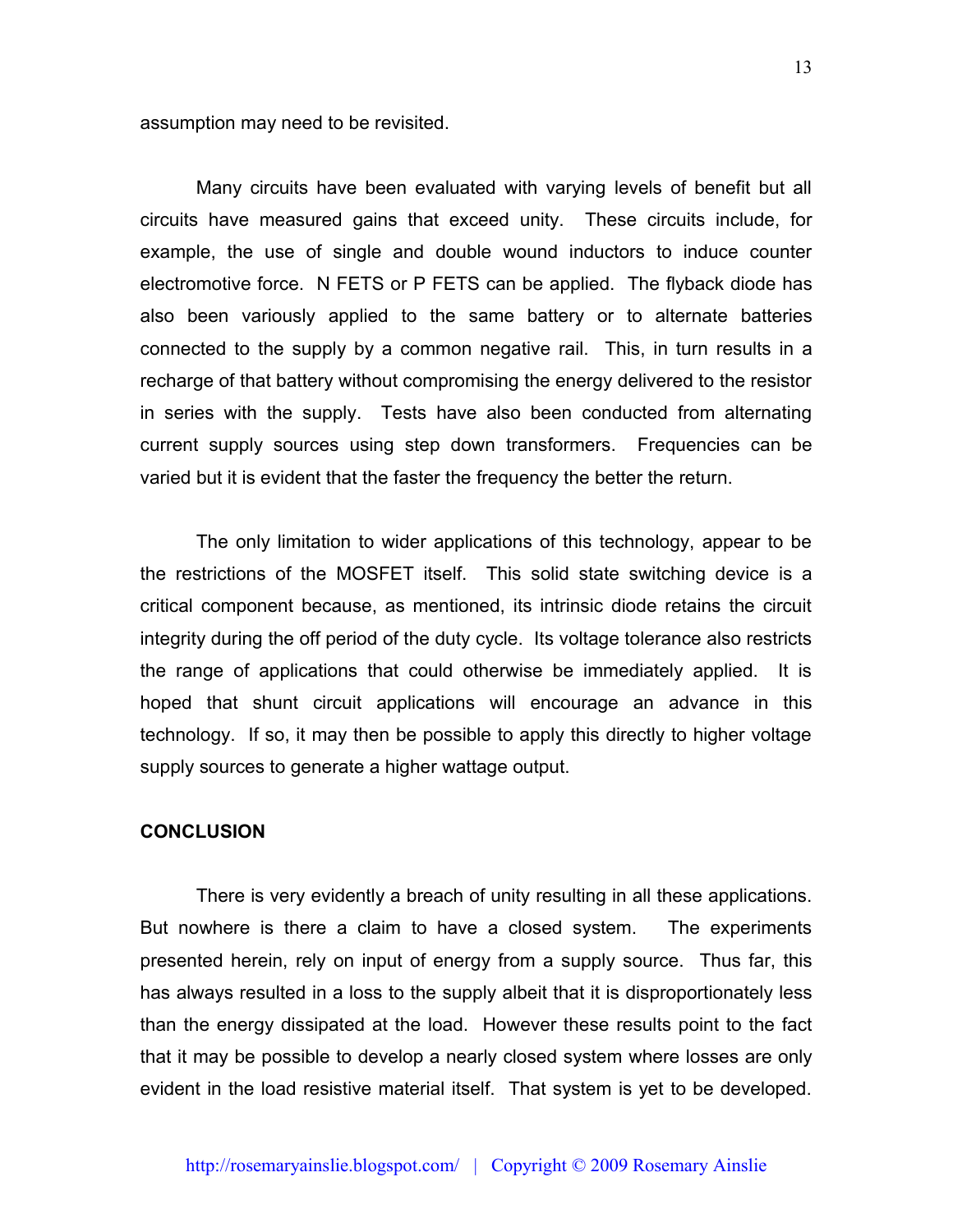assumption may need to be revisited.

Many circuits have been evaluated with varying levels of benefit but all circuits have measured gains that exceed unity. These circuits include, for example, the use of single and double wound inductors to induce counter electromotive force. N FETS or P FETS can be applied. The flyback diode has also been variously applied to the same battery or to alternate batteries connected to the supply by a common negative rail. This, in turn results in a recharge of that battery without compromising the energy delivered to the resistor in series with the supply. Tests have also been conducted from alternating current supply sources using step down transformers. Frequencies can be varied but it is evident that the faster the frequency the better the return.

The only limitation to wider applications of this technology, appear to be the restrictions of the MOSFET itself. This solid state switching device is a critical component because, as mentioned, its intrinsic diode retains the circuit integrity during the off period of the duty cycle. Its voltage tolerance also restricts the range of applications that could otherwise be immediately applied. It is hoped that shunt circuit applications will encourage an advance in this technology. If so, it may then be possible to apply this directly to higher voltage supply sources to generate a higher wattage output.

## CONCLUSION

There is very evidently a breach of unity resulting in all these applications. But nowhere is there a claim to have a closed system. The experiments presented herein, rely on input of energy from a supply source. Thus far, this has always resulted in a loss to the supply albeit that it is disproportionately less than the energy dissipated at the load. However these results point to the fact that it may be possible to develop a nearly closed system where losses are only evident in the load resistive material itself. That system is yet to be developed.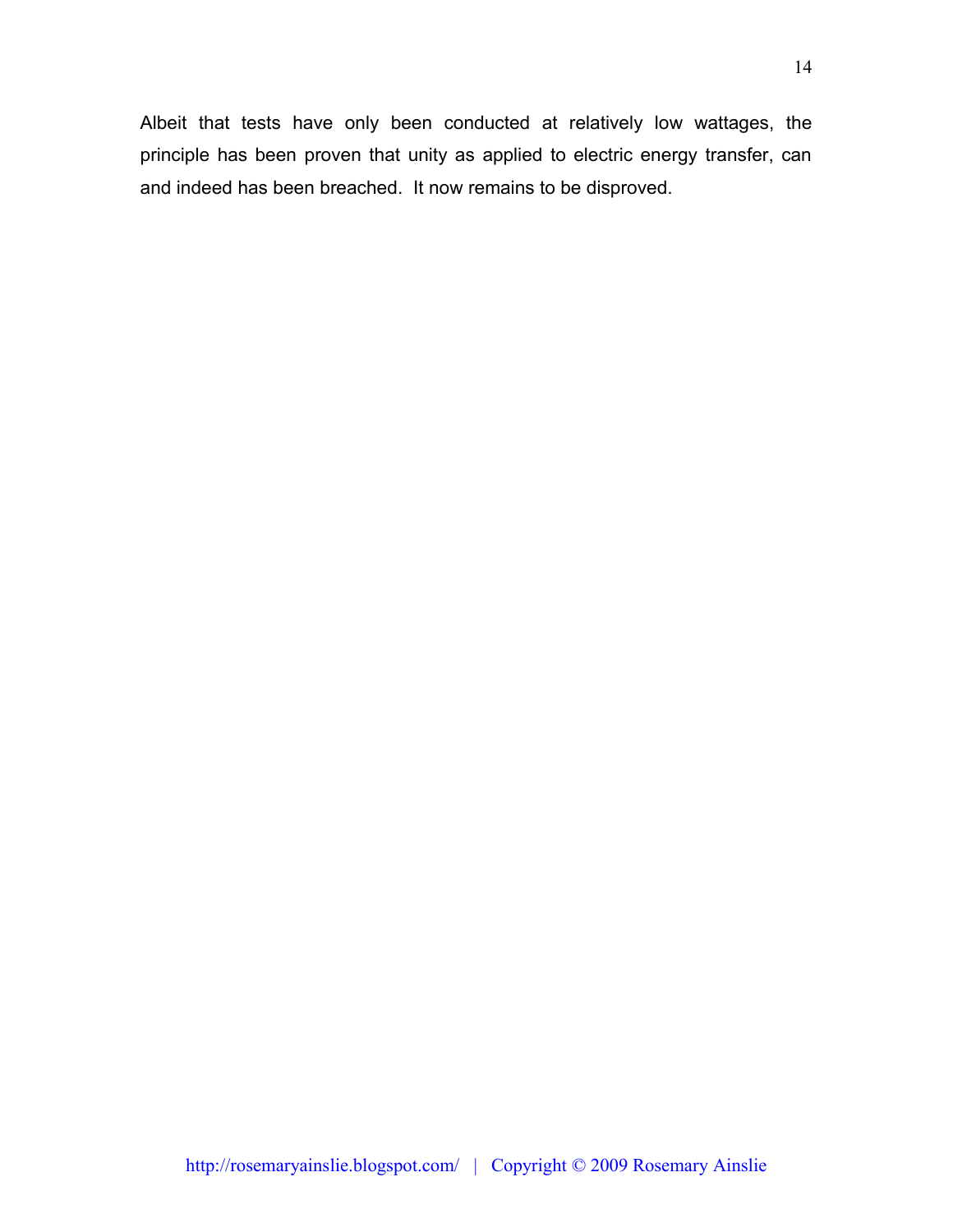Albeit that tests have only been conducted at relatively low wattages, the principle has been proven that unity as applied to electric energy transfer, can and indeed has been breached. It now remains to be disproved.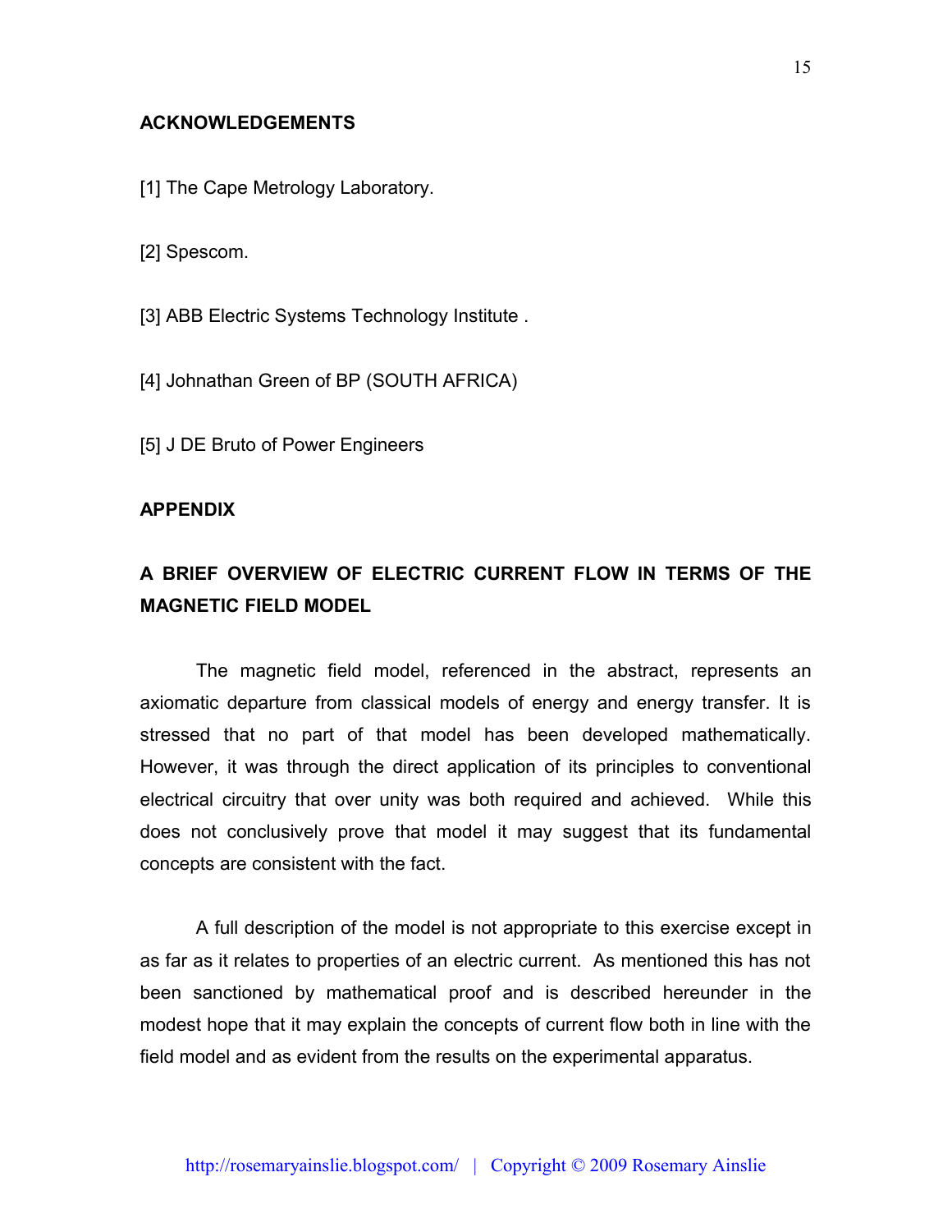## ACKNOWLEDGEMENTS

[1] The Cape Metrology Laboratory.

[2] Spescom.

[3] ABB Electric Systems Technology Institute .

[4] Johnathan Green of BP (SOUTH AFRICA)

[5] J DE Bruto of Power Engineers

## APPENDIX

### A BRIEF OVERVIEW OF ELECTRIC CURRENT FLOW IN TERMS OF THE MAGNETIC FIELD MODEL

The magnetic field model, referenced in the abstract, represents an axiomatic departure from classical models of energy and energy transfer. It is stressed that no part of that model has been developed mathematically. However, it was through the direct application of its principles to conventional electrical circuitry that over unity was both required and achieved. While this does not conclusively prove that model it may suggest that its fundamental concepts are consistent with the fact.

A full description of the model is not appropriate to this exercise except in as far as it relates to properties of an electric current. As mentioned this has not been sanctioned by mathematical proof and is described hereunder in the modest hope that it may explain the concepts of current flow both in line with the field model and as evident from the results on the experimental apparatus.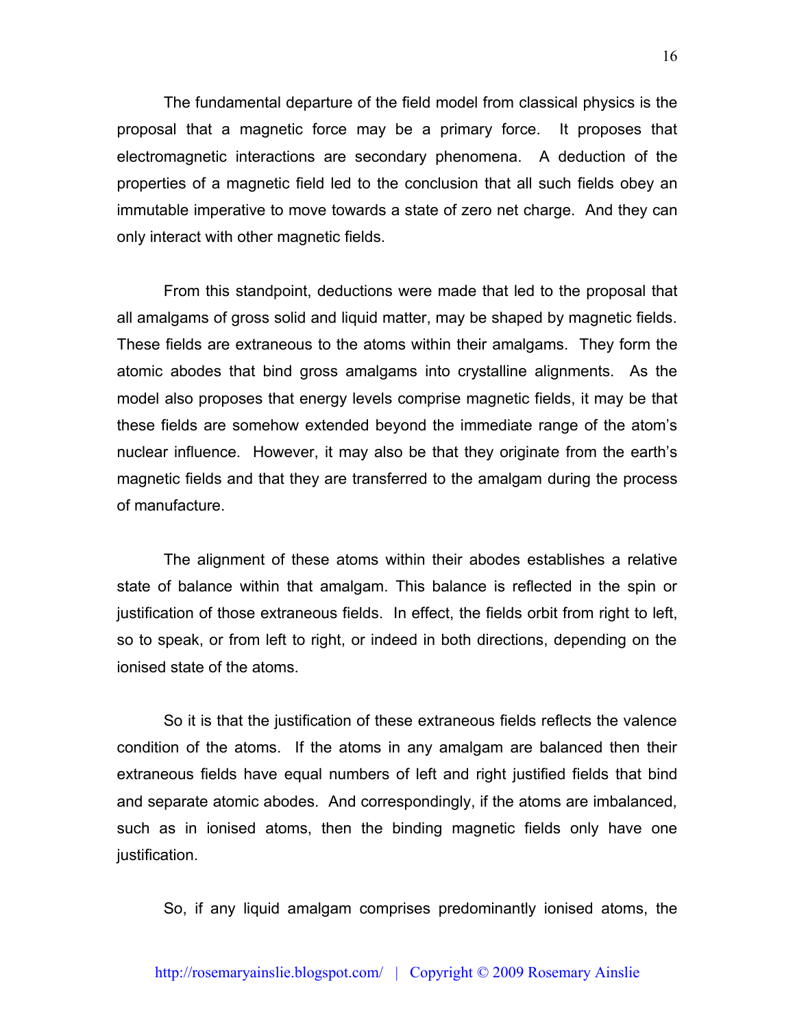The fundamental departure of the field model from classical physics is the proposal that a magnetic force may be a primary force. It proposes that electromagnetic interactions are secondary phenomena. A deduction of the properties of a magnetic field led to the conclusion that all such fields obey an immutable imperative to move towards a state of zero net charge. And they can only interact with other magnetic fields.

From this standpoint, deductions were made that led to the proposal that all amalgams of gross solid and liquid matter, may be shaped by magnetic fields. These fields are extraneous to the atoms within their amalgams. They form the atomic abodes that bind gross amalgams into crystalline alignments. As the model also proposes that energy levels comprise magnetic fields, it may be that these fields are somehow extended beyond the immediate range of the atom's nuclear influence. However, it may also be that they originate from the earth's magnetic fields and that they are transferred to the amalgam during the process of manufacture.

The alignment of these atoms within their abodes establishes a relative state of balance within that amalgam. This balance is reflected in the spin or justification of those extraneous fields. In effect, the fields orbit from right to left, so to speak, or from left to right, or indeed in both directions, depending on the ionised state of the atoms.

So it is that the justification of these extraneous fields reflects the valence condition of the atoms. If the atoms in any amalgam are balanced then their extraneous fields have equal numbers of left and right justified fields that bind and separate atomic abodes. And correspondingly, if the atoms are imbalanced, such as in ionised atoms, then the binding magnetic fields only have one justification.

So, if any liquid amalgam comprises predominantly ionised atoms, the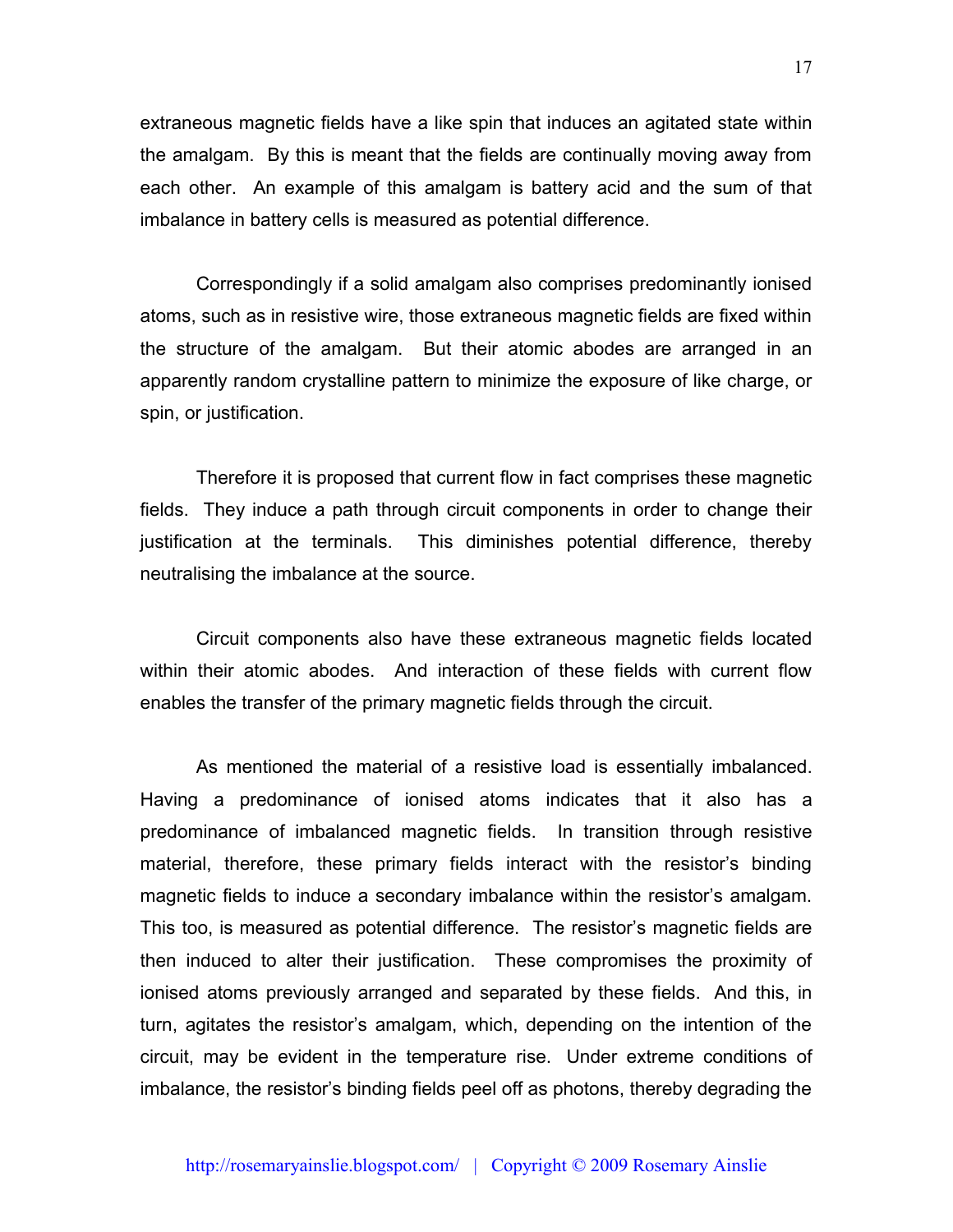extraneous magnetic fields have a like spin that induces an agitated state within the amalgam. By this is meant that the fields are continually moving away from each other. An example of this amalgam is battery acid and the sum of that imbalance in battery cells is measured as potential difference.

Correspondingly if a solid amalgam also comprises predominantly ionised atoms, such as in resistive wire, those extraneous magnetic fields are fixed within the structure of the amalgam. But their atomic abodes are arranged in an apparently random crystalline pattern to minimize the exposure of like charge, or spin, or justification.

Therefore it is proposed that current flow in fact comprises these magnetic fields. They induce a path through circuit components in order to change their justification at the terminals. This diminishes potential difference, thereby neutralising the imbalance at the source.

Circuit components also have these extraneous magnetic fields located within their atomic abodes. And interaction of these fields with current flow enables the transfer of the primary magnetic fields through the circuit.

As mentioned the material of a resistive load is essentially imbalanced. Having a predominance of ionised atoms indicates that it also has a predominance of imbalanced magnetic fields. In transition through resistive material, therefore, these primary fields interact with the resistor's binding magnetic fields to induce a secondary imbalance within the resistor's amalgam. This too, is measured as potential difference. The resistor's magnetic fields are then induced to alter their justification. These compromises the proximity of ionised atoms previously arranged and separated by these fields. And this, in turn, agitates the resistor's amalgam, which, depending on the intention of the circuit, may be evident in the temperature rise. Under extreme conditions of imbalance, the resistor's binding fields peel off as photons, thereby degrading the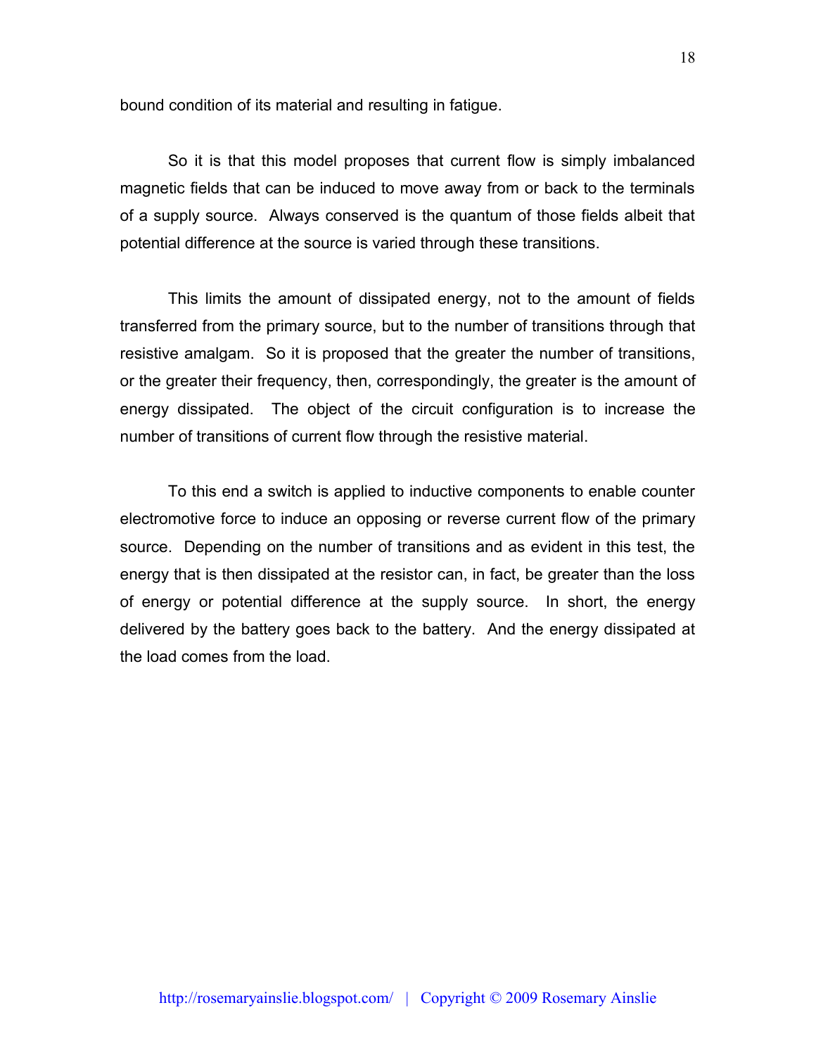bound condition of its material and resulting in fatigue.

So it is that this model proposes that current flow is simply imbalanced magnetic fields that can be induced to move away from or back to the terminals of a supply source. Always conserved is the quantum of those fields albeit that potential difference at the source is varied through these transitions.

This limits the amount of dissipated energy, not to the amount of fields transferred from the primary source, but to the number of transitions through that resistive amalgam. So it is proposed that the greater the number of transitions, or the greater their frequency, then, correspondingly, the greater is the amount of energy dissipated. The object of the circuit configuration is to increase the number of transitions of current flow through the resistive material.

To this end a switch is applied to inductive components to enable counter electromotive force to induce an opposing or reverse current flow of the primary source. Depending on the number of transitions and as evident in this test, the energy that is then dissipated at the resistor can, in fact, be greater than the loss of energy or potential difference at the supply source. In short, the energy delivered by the battery goes back to the battery. And the energy dissipated at the load comes from the load.